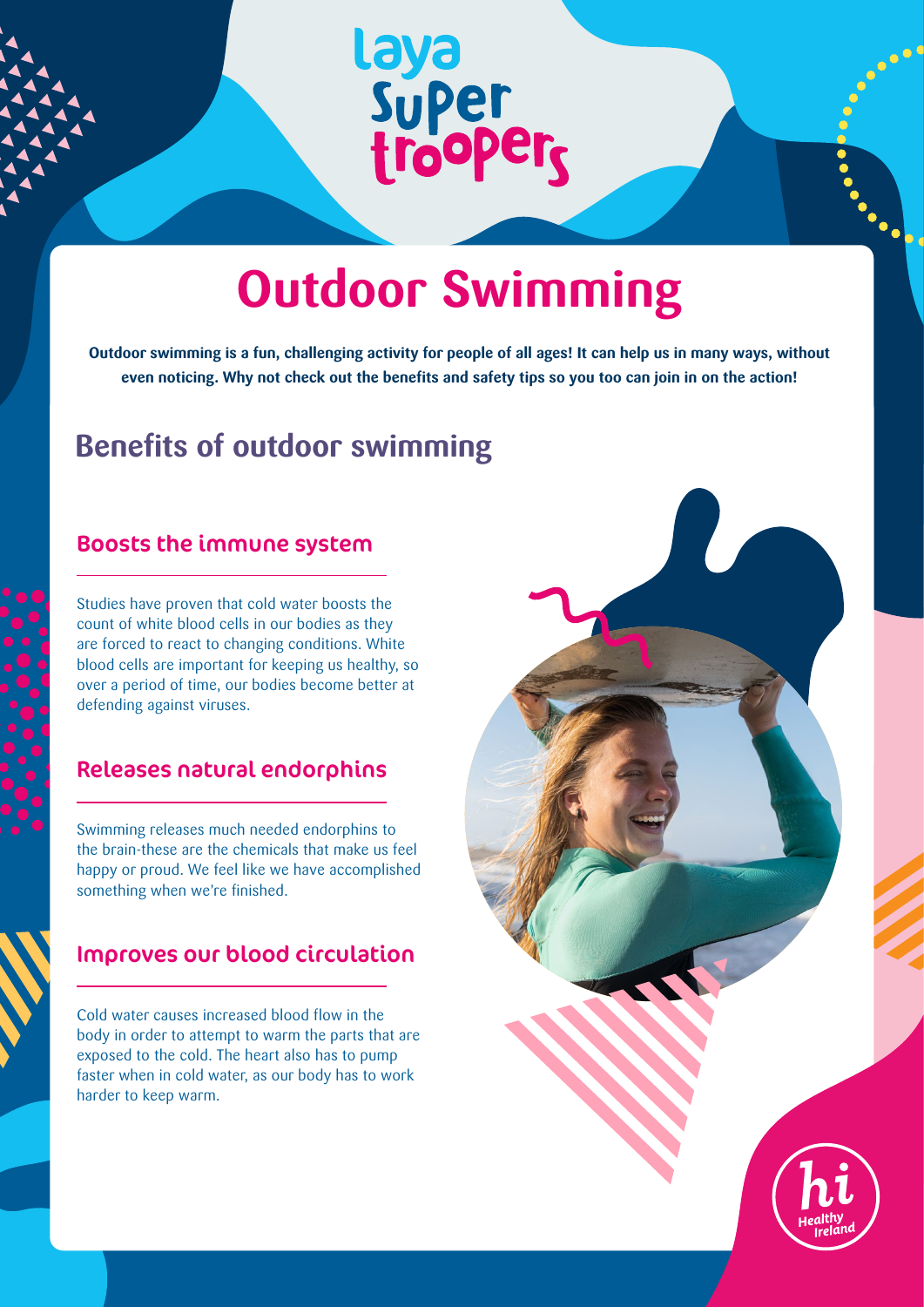laya Super troopers

# Outdoor Swimming

**Outdoor swimming is a fun, challenging activity for people of all ages! It can help us in many ways, without even noticing. Why not check out the benefits and safety tips so you too can join in on the action!**

## Benefits of outdoor swimming

### Boosts the immune system

Studies have proven that cold water boosts the count of white blood cells in our bodies as they are forced to react to changing conditions. White blood cells are important for keeping us healthy, so over a period of time, our bodies become better at defending against viruses.

### Releases natural endorphins

Swimming releases much needed endorphins to the brain-these are the chemicals that make us feel happy or proud. We feel like we have accomplished something when we're finished.

### Improves our blood circulation

Cold water causes increased blood flow in the body in order to attempt to warm the parts that are exposed to the cold. The heart also has to pump faster when in cold water, as our body has to work harder to keep warm.

hi Healthy Ireland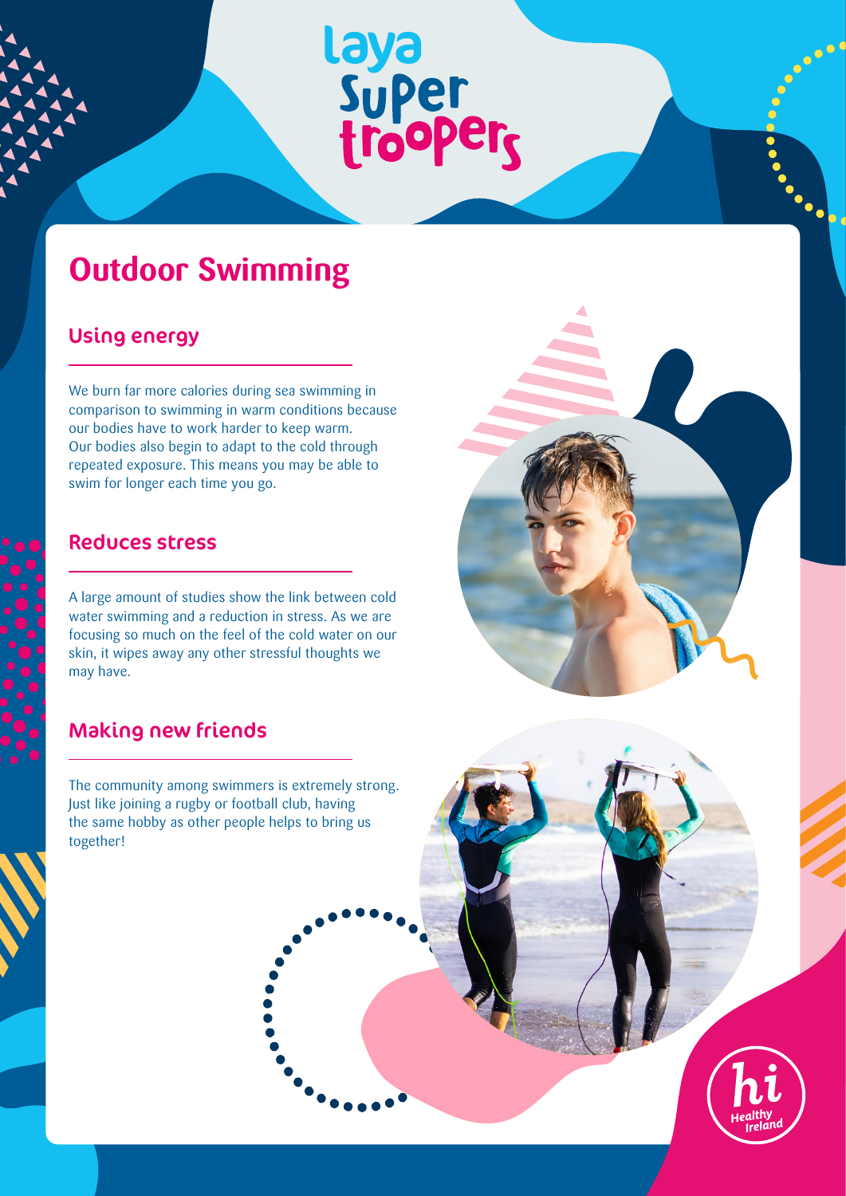# Outdoor Swimming

## Using energy

We burn far more calories during sea swimming in comparison to swimming in warm conditions because our bodies have to work harder to keep warm. Our bodies also begin to adapt to the cold through repeated exposure. This means you may be able to swim for longer each time you go.

## Reduces stress

A large amount of studies show the link between cold water swimming and a reduction in stress. As we are focusing so much on the feel of the cold water on our skin, it wipes away any other stressful thoughts we may have.

## Making new friends

The community among swimmers is extremely strong. Just like joining a rugby or football club, having the same hobby as other people helps to bring us together!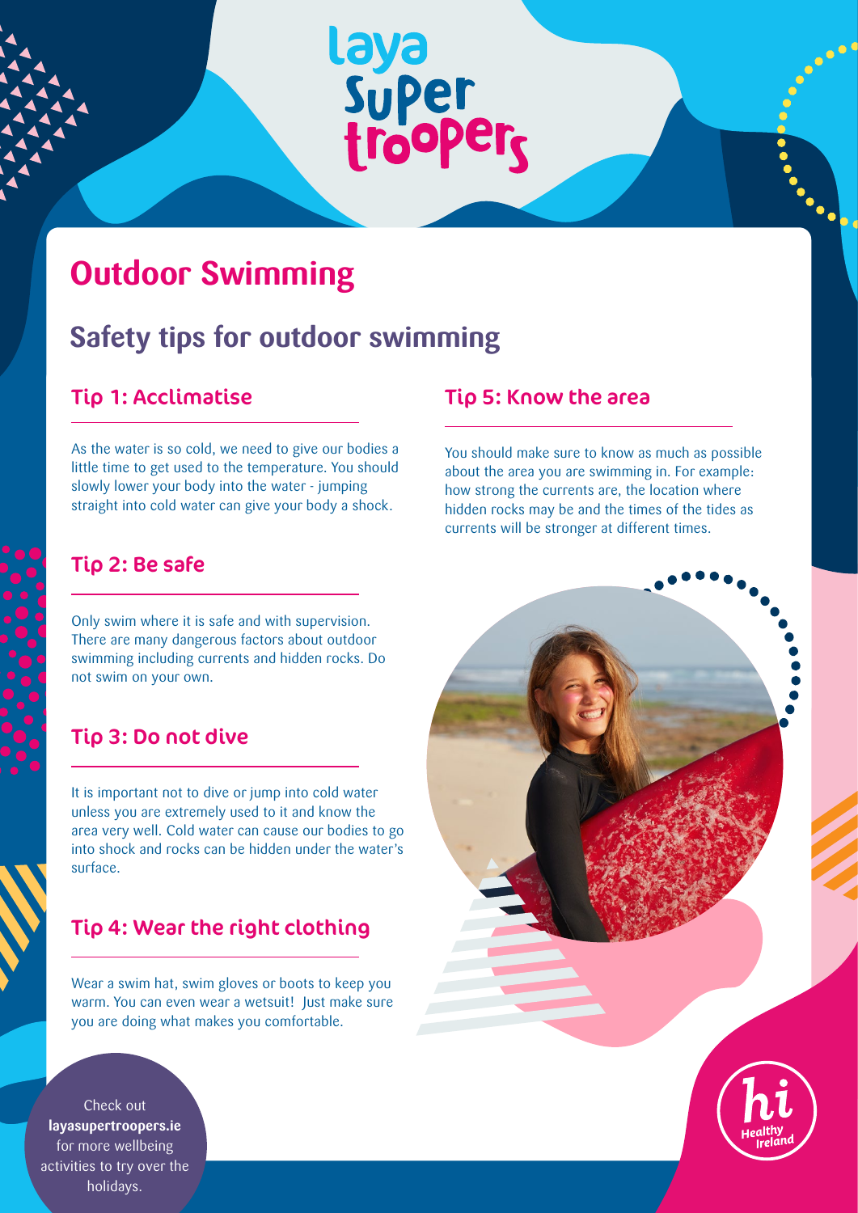laya Super troopers

# Outdoor Swimming

## Safety tips for outdoor swimming

### Tip 1: Acclimatise

As the water is so cold, we need to give our bodies a little time to get used to the temperature. You should slowly lower your body into the water - jumping straight into cold water can give your body a shock.

### Tip 2: Be safe

Only swim where it is safe and with supervision. There are many dangerous factors about outdoor swimming including currents and hidden rocks. Do not swim on your own.

### Tip 3: Do not dive

It is important not to dive or jump into cold water unless you are extremely used to it and know the area very well. Cold water can cause our bodies to go into shock and rocks can be hidden under the water's surface.

### Tip 4: Wear the right clothing

Wear a swim hat, swim gloves or boots to keep you warm. You can even wear a wetsuit! Just make sure you are doing what makes you comfortable.

### Tip 5: Know the area

You should make sure to know as much as possible about the area you are swimming in. For example: how strong the currents are, the location where hidden rocks may be and the times of the tides as currents will be stronger at different times.

Check out **layasupertroopers.ie** for more wellbeing activities to try over the holidays.

hi Healthy Ireland